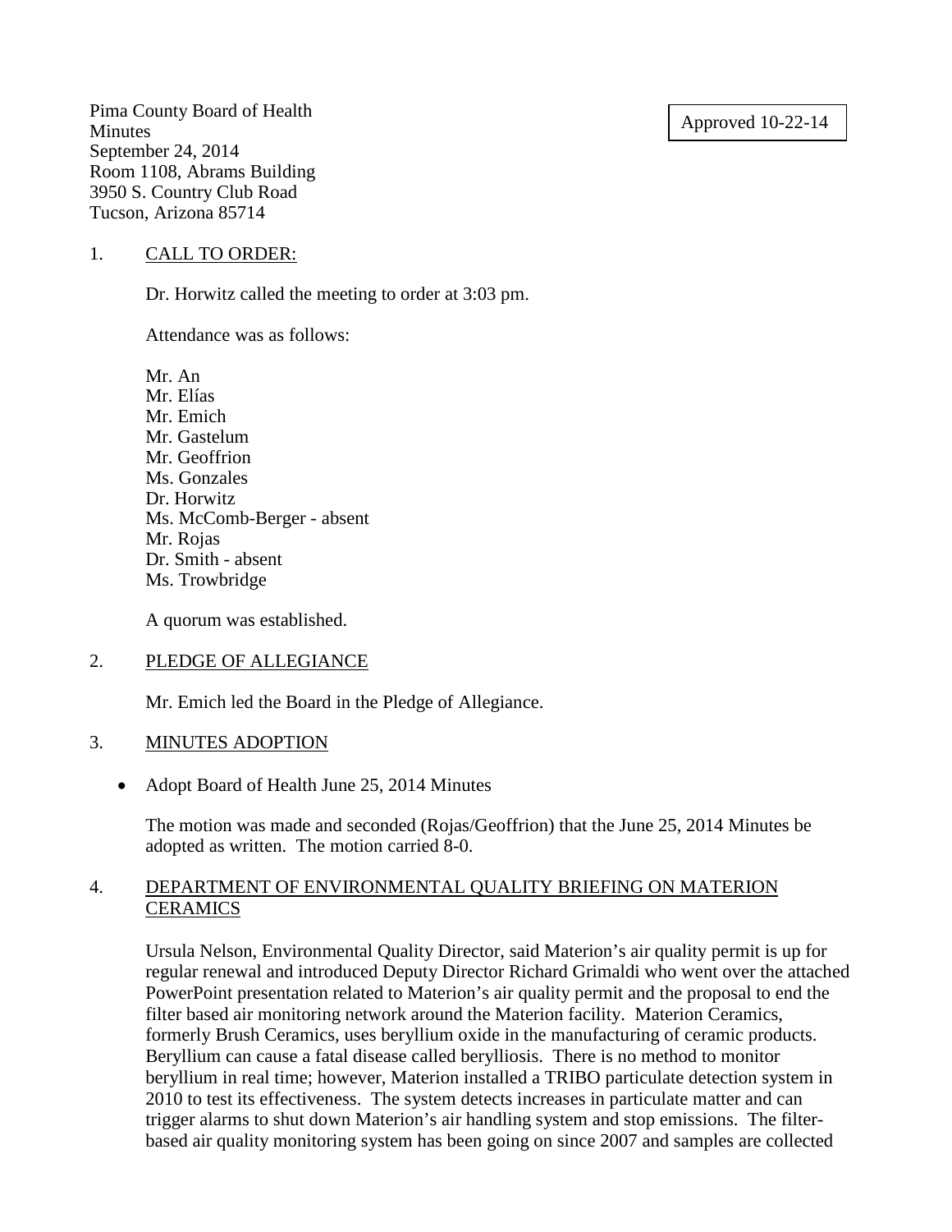Pima County Board of Health
Minutes
September 24, 2014
Room 1108, Abrams Building
3950 S. Country Club Road
Tucson, Arizona 85714

Approved 10-22-14

1. CALL TO ORDER:

   Dr. Horwitz called the meeting to order at 3:03 pm.

   Attendance was as follows:

   Mr. An
   Mr. Elías
   Mr. Emich
   Mr. Gastelum
   Mr. Geoffrion
   Ms. Gonzales
   Dr. Horwitz
   Ms. McComb-Berger - absent
   Mr. Rojas
   Dr. Smith - absent
   Ms. Trowbridge

   A quorum was established.

2. PLEDGE OF ALLEGIANCE

   Mr. Emich led the Board in the Pledge of Allegiance.

3. MINUTES ADOPTION

   - Adopt Board of Health June 25, 2014 Minutes

   The motion was made and seconded (Rojas/Geoffrion) that the June 25, 2014 Minutes be adopted as written. The motion carried 8-0.

4. DEPARTMENT OF ENVIRONMENTAL QUALITY BRIEFING ON MATERION CERAMICS

   Ursula Nelson, Environmental Quality Director, said Materion's air quality permit is up for regular renewal and introduced Deputy Director Richard Grimaldi who went over the attached PowerPoint presentation related to Materion's air quality permit and the proposal to end the filter based air monitoring network around the Materion facility. Materion Ceramics, formerly Brush Ceramics, uses beryllium oxide in the manufacturing of ceramic products. Beryllium can cause a fatal disease called berylliosis. There is no method to monitor beryllium in real time; however, Materion installed a TRIBO particulate detection system in 2010 to test its effectiveness. The system detects increases in particulate matter and can trigger alarms to shut down Materion's air handling system and stop emissions. The filter-based air quality monitoring system has been going on since 2007 and samples are collected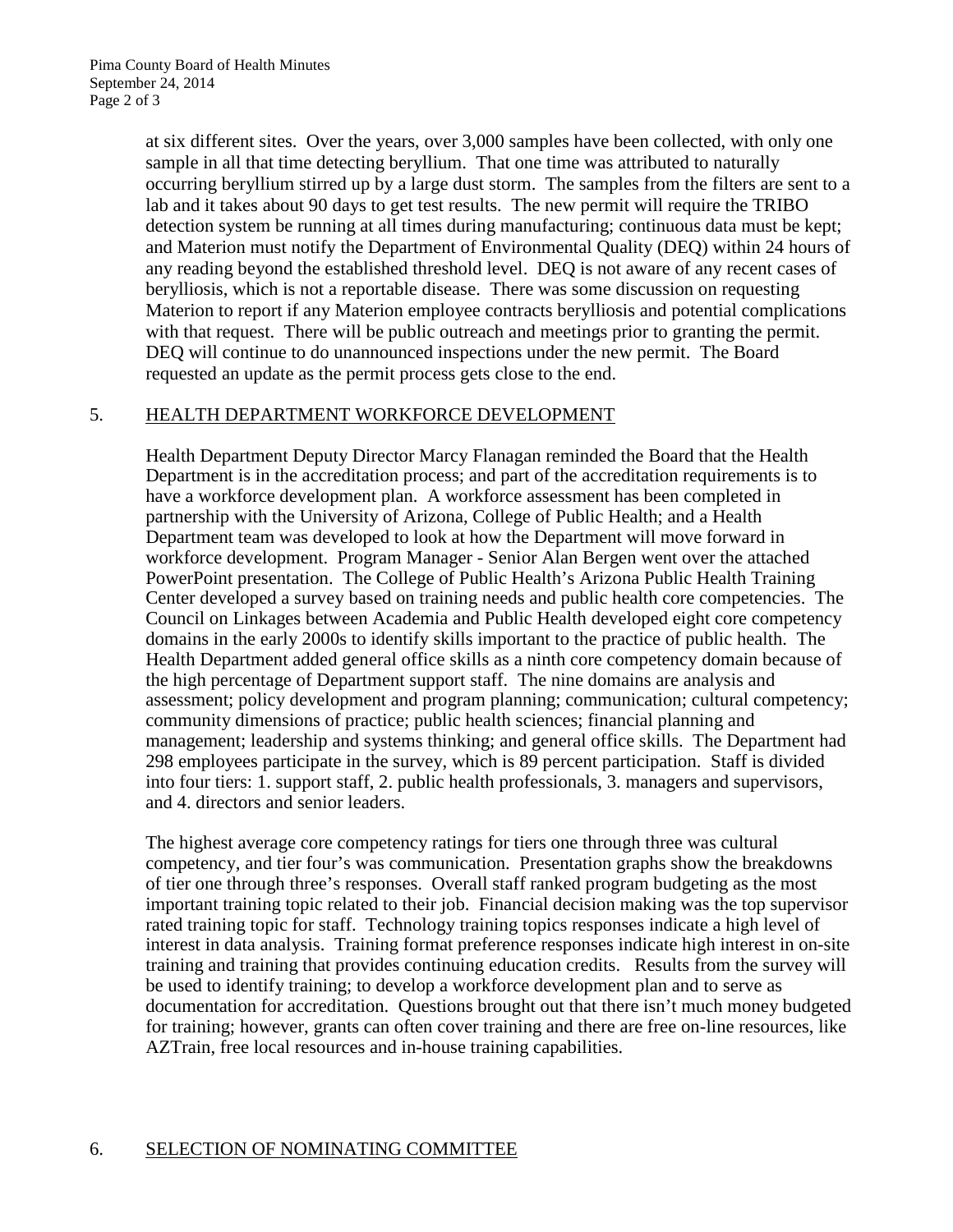at six different sites. Over the years, over 3,000 samples have been collected, with only one sample in all that time detecting beryllium. That one time was attributed to naturally occurring beryllium stirred up by a large dust storm. The samples from the filters are sent to a lab and it takes about 90 days to get test results. The new permit will require the TRIBO detection system be running at all times during manufacturing; continuous data must be kept; and Materion must notify the Department of Environmental Quality (DEQ) within 24 hours of any reading beyond the established threshold level. DEQ is not aware of any recent cases of berylliosis, which is not a reportable disease. There was some discussion on requesting Materion to report if any Materion employee contracts berylliosis and potential complications with that request. There will be public outreach and meetings prior to granting the permit. DEQ will continue to do unannounced inspections under the new permit. The Board requested an update as the permit process gets close to the end.

5. <u>HEALTH DEPARTMENT WORKFORCE DEVELOPMENT</u>

Health Department Deputy Director Marcy Flanagan reminded the Board that the Health Department is in the accreditation process; and part of the accreditation requirements is to have a workforce development plan. A workforce assessment has been completed in partnership with the University of Arizona, College of Public Health; and a Health Department team was developed to look at how the Department will move forward in workforce development. Program Manager - Senior Alan Bergen went over the attached PowerPoint presentation. The College of Public Health's Arizona Public Health Training Center developed a survey based on training needs and public health core competencies. The Council on Linkages between Academia and Public Health developed eight core competency domains in the early 2000s to identify skills important to the practice of public health. The Health Department added general office skills as a ninth core competency domain because of the high percentage of Department support staff. The nine domains are analysis and assessment; policy development and program planning; communication; cultural competency; community dimensions of practice; public health sciences; financial planning and management; leadership and systems thinking; and general office skills. The Department had 298 employees participate in the survey, which is 89 percent participation. Staff is divided into four tiers: 1. support staff, 2. public health professionals, 3. managers and supervisors, and 4. directors and senior leaders.

The highest average core competency ratings for tiers one through three was cultural competency, and tier four's was communication. Presentation graphs show the breakdowns of tier one through three's responses. Overall staff ranked program budgeting as the most important training topic related to their job. Financial decision making was the top supervisor rated training topic for staff. Technology training topics responses indicate a high level of interest in data analysis. Training format preference responses indicate high interest in on-site training and training that provides continuing education credits. Results from the survey will be used to identify training; to develop a workforce development plan and to serve as documentation for accreditation. Questions brought out that there isn't much money budgeted for training; however, grants can often cover training and there are free on-line resources, like AZTrain, free local resources and in-house training capabilities.

6. <u>SELECTION OF NOMINATING COMMITTEE</u>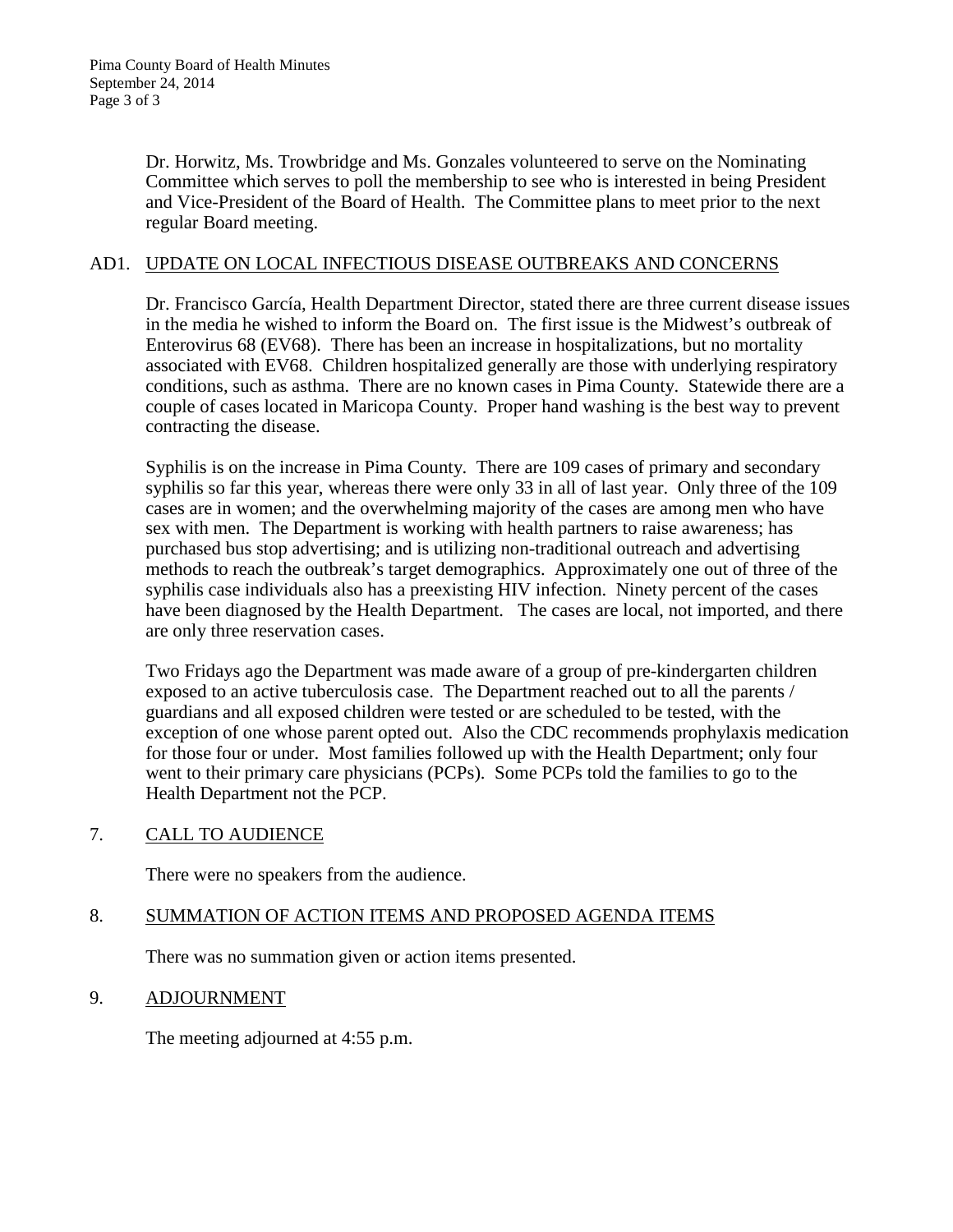Dr. Horwitz, Ms. Trowbridge and Ms. Gonzales volunteered to serve on the Nominating Committee which serves to poll the membership to see who is interested in being President and Vice-President of the Board of Health. The Committee plans to meet prior to the next regular Board meeting.

## AD1. UPDATE ON LOCAL INFECTIOUS DISEASE OUTBREAKS AND CONCERNS

Dr. Francisco García, Health Department Director, stated there are three current disease issues in the media he wished to inform the Board on. The first issue is the Midwest's outbreak of Enterovirus 68 (EV68). There has been an increase in hospitalizations, but no mortality associated with EV68. Children hospitalized generally are those with underlying respiratory conditions, such as asthma. There are no known cases in Pima County. Statewide there are a couple of cases located in Maricopa County. Proper hand washing is the best way to prevent contracting the disease.

Syphilis is on the increase in Pima County. There are 109 cases of primary and secondary syphilis so far this year, whereas there were only 33 in all of last year. Only three of the 109 cases are in women; and the overwhelming majority of the cases are among men who have sex with men. The Department is working with health partners to raise awareness; has purchased bus stop advertising; and is utilizing non-traditional outreach and advertising methods to reach the outbreak's target demographics. Approximately one out of three of the syphilis case individuals also has a preexisting HIV infection. Ninety percent of the cases have been diagnosed by the Health Department. The cases are local, not imported, and there are only three reservation cases.

Two Fridays ago the Department was made aware of a group of pre-kindergarten children exposed to an active tuberculosis case. The Department reached out to all the parents / guardians and all exposed children were tested or are scheduled to be tested, with the exception of one whose parent opted out. Also the CDC recommends prophylaxis medication for those four or under. Most families followed up with the Health Department; only four went to their primary care physicians (PCPs). Some PCPs told the families to go to the Health Department not the PCP.

## 7. CALL TO AUDIENCE

There were no speakers from the audience.

## 8. SUMMATION OF ACTION ITEMS AND PROPOSED AGENDA ITEMS

There was no summation given or action items presented.

## 9. ADJOURNMENT

The meeting adjourned at 4:55 p.m.